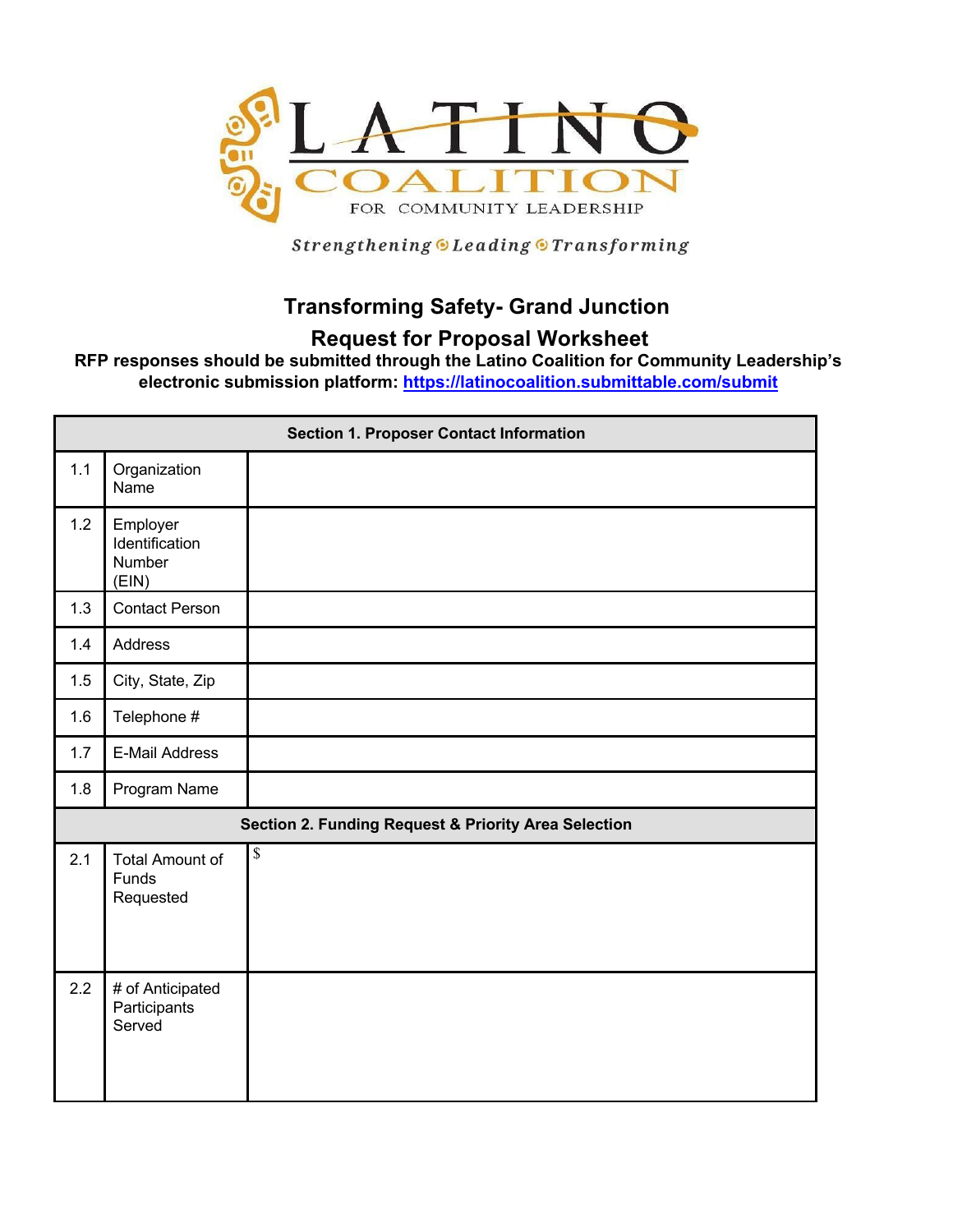LATINO COALITION FOR COMMUNITY LEADERSHIP

*Strengthening • Leading • Transforming*

# Transforming Safety- Grand Junction

## Request for Proposal Worksheet

**RFP responses should be submitted through the Latino Coalition for Community Leadership's electronic submission platform: https://latinocoalition.submittable.com/submit**

| Section 1. Proposer Contact Information | | |
|---|---|---|
| 1.1 | Organization Name | |
| 1.2 | Employer Identification Number (EIN) | |
| 1.3 | Contact Person | |
| 1.4 | Address | |
| 1.5 | City, State, Zip | |
| 1.6 | Telephone # | |
| 1.7 | E-Mail Address | |
| 1.8 | Program Name | |
| **Section 2. Funding Request & Priority Area Selection** | | |
| 2.1 | Total Amount of Funds Requested | $ |
| 2.2 | # of Anticipated Participants Served | |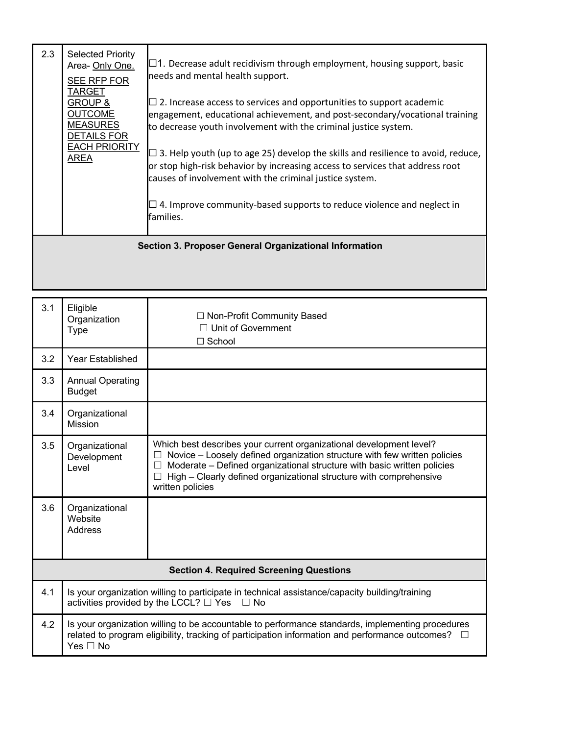| | | |
|---|---|---|
| 2.3 | Selected Priority Area- Only One. SEE RFP FOR TARGET GROUP & OUTCOME MEASURES DETAILS FOR EACH PRIORITY AREA | ☐1. Decrease adult recidivism through employment, housing support, basic needs and mental health support.<br><br>☐ 2. Increase access to services and opportunities to support academic engagement, educational achievement, and post-secondary/vocational training to decrease youth involvement with the criminal justice system.<br><br>☐ 3. Help youth (up to age 25) develop the skills and resilience to avoid, reduce, or stop high-risk behavior by increasing access to services that address root causes of involvement with the criminal justice system.<br><br>☐ 4. Improve community-based supports to reduce violence and neglect in families. |

**Section 3. Proposer General Organizational Information**

| | | |
|---|---|---|
| 3.1 | Eligible Organization Type | ☐ Non-Profit Community Based<br>☐ Unit of Government<br>☐ School |
| 3.2 | Year Established | |
| 3.3 | Annual Operating Budget | |
| 3.4 | Organizational Mission | |
| 3.5 | Organizational Development Level | Which best describes your current organizational development level?<br>☐ Novice – Loosely defined organization structure with few written policies<br>☐ Moderate – Defined organizational structure with basic written policies<br>☐ High – Clearly defined organizational structure with comprehensive written policies |
| 3.6 | Organizational Website Address | |

**Section 4. Required Screening Questions**

| | |
|---|---|
| 4.1 | Is your organization willing to participate in technical assistance/capacity building/training activities provided by the LCCL? ☐ Yes ☐ No |
| 4.2 | Is your organization willing to be accountable to performance standards, implementing procedures related to program eligibility, tracking of participation information and performance outcomes? ☐ Yes ☐ No |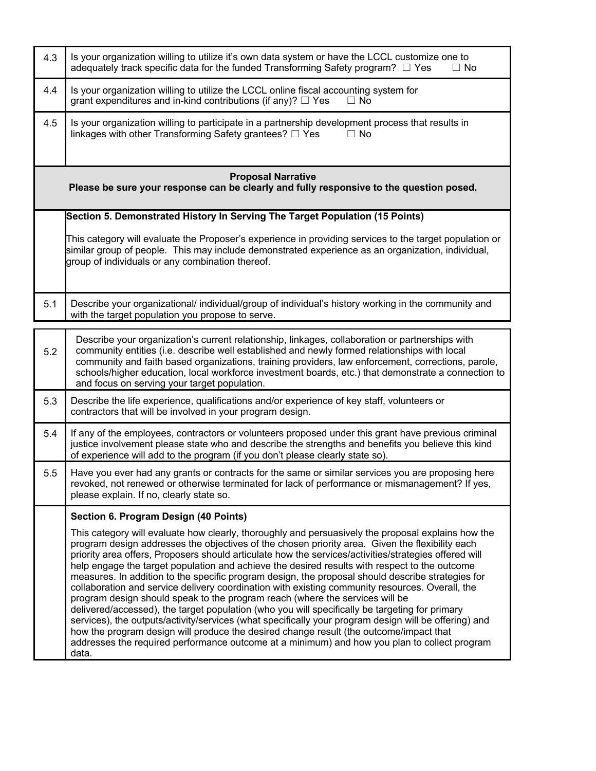| | |
|---|---|
| 4.3 | Is your organization willing to utilize it's own data system or have the LCCL customize one to adequately track specific data for the funded Transforming Safety program? ☐ Yes ☐ No |
| 4.4 | Is your organization willing to utilize the LCCL online fiscal accounting system for grant expenditures and in-kind contributions (if any)? ☐ Yes ☐ No |
| 4.5 | Is your organization willing to participate in a partnership development process that results in linkages with other Transforming Safety grantees? ☐ Yes ☐ No |

**Proposal Narrative**
**Please be sure your response can be clearly and fully responsive to the question posed.**

**Section 5. Demonstrated History In Serving The Target Population (15 Points)**

This category will evaluate the Proposer's experience in providing services to the target population or similar group of people. This may include demonstrated experience as an organization, individual, group of individuals or any combination thereof.

| | |
|---|---|
| 5.1 | Describe your organizational/ individual/group of individual's history working in the community and with the target population you propose to serve. |
| 5.2 | Describe your organization's current relationship, linkages, collaboration or partnerships with community entities (i.e. describe well established and newly formed relationships with local community and faith based organizations, training providers, law enforcement, corrections, parole, schools/higher education, local workforce investment boards, etc.) that demonstrate a connection to and focus on serving your target population. |
| 5.3 | Describe the life experience, qualifications and/or experience of key staff, volunteers or contractors that will be involved in your program design. |
| 5.4 | If any of the employees, contractors or volunteers proposed under this grant have previous criminal justice involvement please state who and describe the strengths and benefits you believe this kind of experience will add to the program (if you don't please clearly state so). |
| 5.5 | Have you ever had any grants or contracts for the same or similar services you are proposing here revoked, not renewed or otherwise terminated for lack of performance or mismanagement? If yes, please explain. If no, clearly state so. |

**Section 6. Program Design (40 Points)**

This category will evaluate how clearly, thoroughly and persuasively the proposal explains how the program design addresses the objectives of the chosen priority area. Given the flexibility each priority area offers, Proposers should articulate how the services/activities/strategies offered will help engage the target population and achieve the desired results with respect to the outcome measures. In addition to the specific program design, the proposal should describe strategies for collaboration and service delivery coordination with existing community resources. Overall, the program design should speak to the program reach (where the services will be delivered/accessed), the target population (who you will specifically be targeting for primary services), the outputs/activity/services (what specifically your program design will be offering) and how the program design will produce the desired change result (the outcome/impact that addresses the required performance outcome at a minimum) and how you plan to collect program data.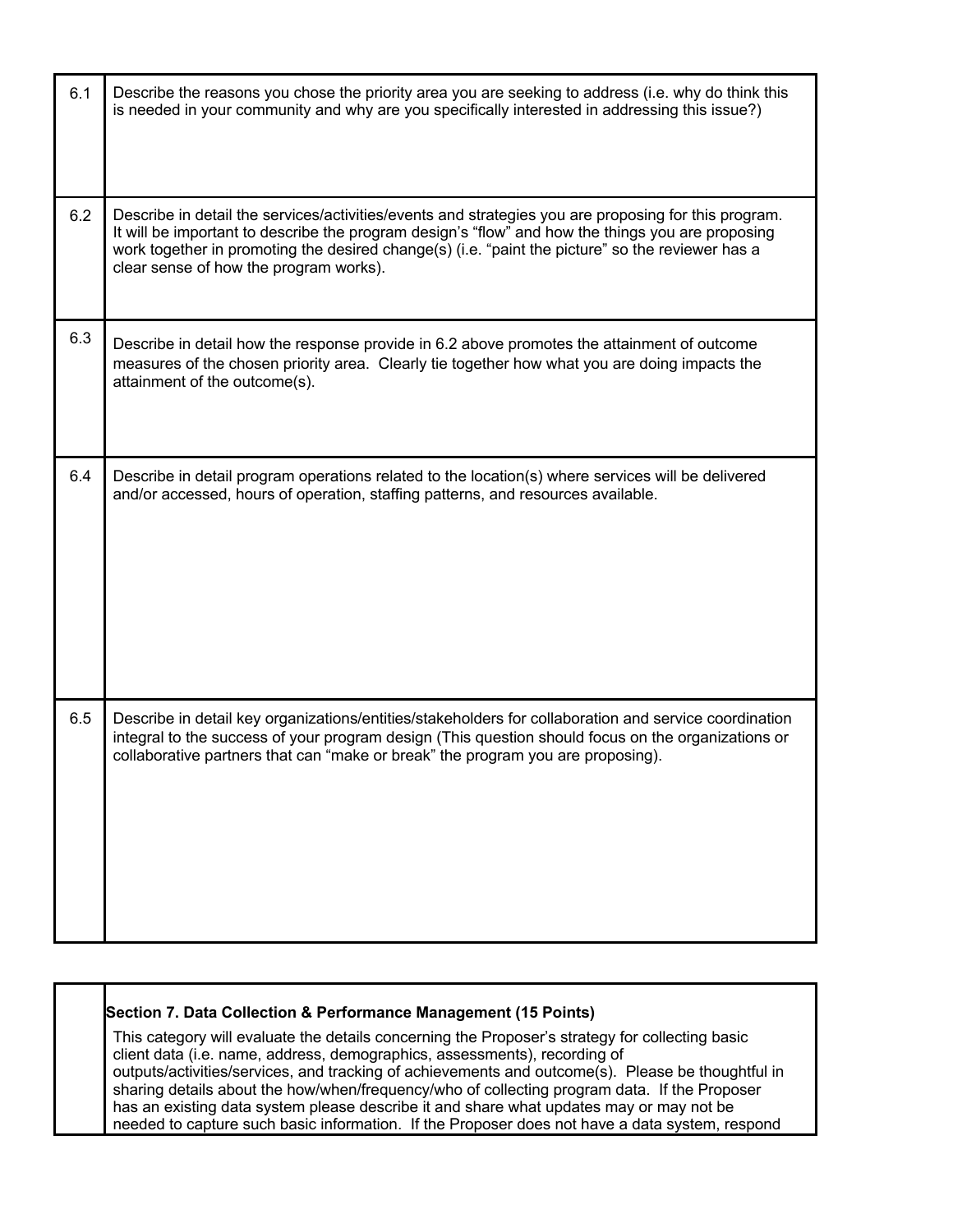| | |
|---|---|
| 6.1 | Describe the reasons you chose the priority area you are seeking to address (i.e. why do think this is needed in your community and why are you specifically interested in addressing this issue?) |
| 6.2 | Describe in detail the services/activities/events and strategies you are proposing for this program. It will be important to describe the program design's "flow" and how the things you are proposing work together in promoting the desired change(s) (i.e. "paint the picture" so the reviewer has a clear sense of how the program works). |
| 6.3 | Describe in detail how the response provide in 6.2 above promotes the attainment of outcome measures of the chosen priority area. Clearly tie together how what you are doing impacts the attainment of the outcome(s). |
| 6.4 | Describe in detail program operations related to the location(s) where services will be delivered and/or accessed, hours of operation, staffing patterns, and resources available. |
| 6.5 | Describe in detail key organizations/entities/stakeholders for collaboration and service coordination integral to the success of your program design (This question should focus on the organizations or collaborative partners that can "make or break" the program you are proposing). |

| | |
|---|---|
| | **Section 7. Data Collection & Performance Management (15 Points)**<br>This category will evaluate the details concerning the Proposer's strategy for collecting basic client data (i.e. name, address, demographics, assessments), recording of outputs/activities/services, and tracking of achievements and outcome(s). Please be thoughtful in sharing details about the how/when/frequency/who of collecting program data. If the Proposer has an existing data system please describe it and share what updates may or may not be needed to capture such basic information. If the Proposer does not have a data system, respond |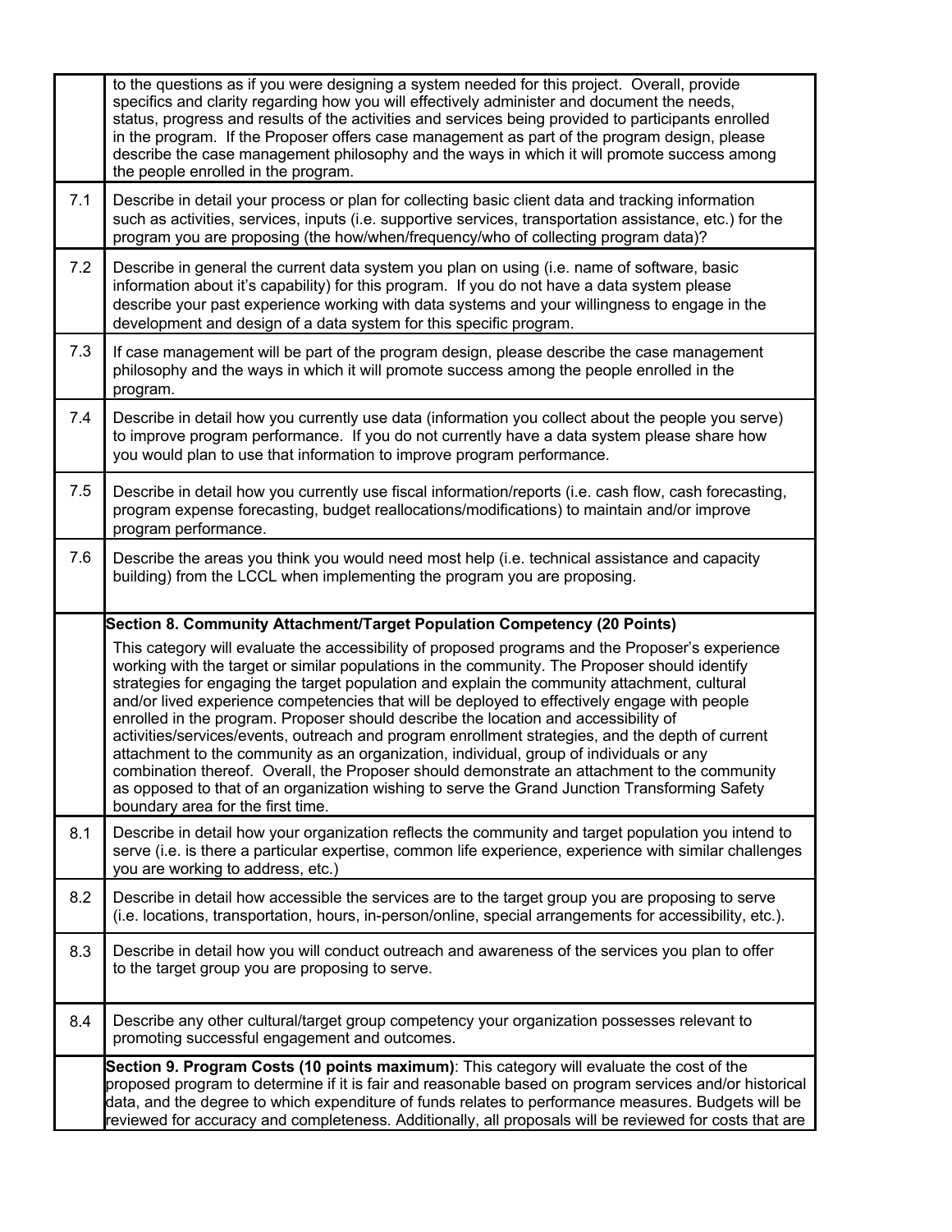| | |
|---|---|
| | to the questions as if you were designing a system needed for this project. Overall, provide specifics and clarity regarding how you will effectively administer and document the needs, status, progress and results of the activities and services being provided to participants enrolled in the program. If the Proposer offers case management as part of the program design, please describe the case management philosophy and the ways in which it will promote success among the people enrolled in the program. |
| 7.1 | Describe in detail your process or plan for collecting basic client data and tracking information such as activities, services, inputs (i.e. supportive services, transportation assistance, etc.) for the program you are proposing (the how/when/frequency/who of collecting program data)? |
| 7.2 | Describe in general the current data system you plan on using (i.e. name of software, basic information about it's capability) for this program. If you do not have a data system please describe your past experience working with data systems and your willingness to engage in the development and design of a data system for this specific program. |
| 7.3 | If case management will be part of the program design, please describe the case management philosophy and the ways in which it will promote success among the people enrolled in the program. |
| 7.4 | Describe in detail how you currently use data (information you collect about the people you serve) to improve program performance. If you do not currently have a data system please share how you would plan to use that information to improve program performance. |
| 7.5 | Describe in detail how you currently use fiscal information/reports (i.e. cash flow, cash forecasting, program expense forecasting, budget reallocations/modifications) to maintain and/or improve program performance. |
| 7.6 | Describe the areas you think you would need most help (i.e. technical assistance and capacity building) from the LCCL when implementing the program you are proposing. |
| | **Section 8. Community Attachment/Target Population Competency (20 Points)**<br>This category will evaluate the accessibility of proposed programs and the Proposer's experience working with the target or similar populations in the community. The Proposer should identify strategies for engaging the target population and explain the community attachment, cultural and/or lived experience competencies that will be deployed to effectively engage with people enrolled in the program. Proposer should describe the location and accessibility of activities/services/events, outreach and program enrollment strategies, and the depth of current attachment to the community as an organization, individual, group of individuals or any combination thereof. Overall, the Proposer should demonstrate an attachment to the community as opposed to that of an organization wishing to serve the Grand Junction Transforming Safety boundary area for the first time. |
| 8.1 | Describe in detail how your organization reflects the community and target population you intend to serve (i.e. is there a particular expertise, common life experience, experience with similar challenges you are working to address, etc.) |
| 8.2 | Describe in detail how accessible the services are to the target group you are proposing to serve (i.e. locations, transportation, hours, in-person/online, special arrangements for accessibility, etc.). |
| 8.3 | Describe in detail how you will conduct outreach and awareness of the services you plan to offer to the target group you are proposing to serve. |
| 8.4 | Describe any other cultural/target group competency your organization possesses relevant to promoting successful engagement and outcomes. |
| | **Section 9. Program Costs (10 points maximum)**: This category will evaluate the cost of the proposed program to determine if it is fair and reasonable based on program services and/or historical data, and the degree to which expenditure of funds relates to performance measures. Budgets will be reviewed for accuracy and completeness. Additionally, all proposals will be reviewed for costs that are |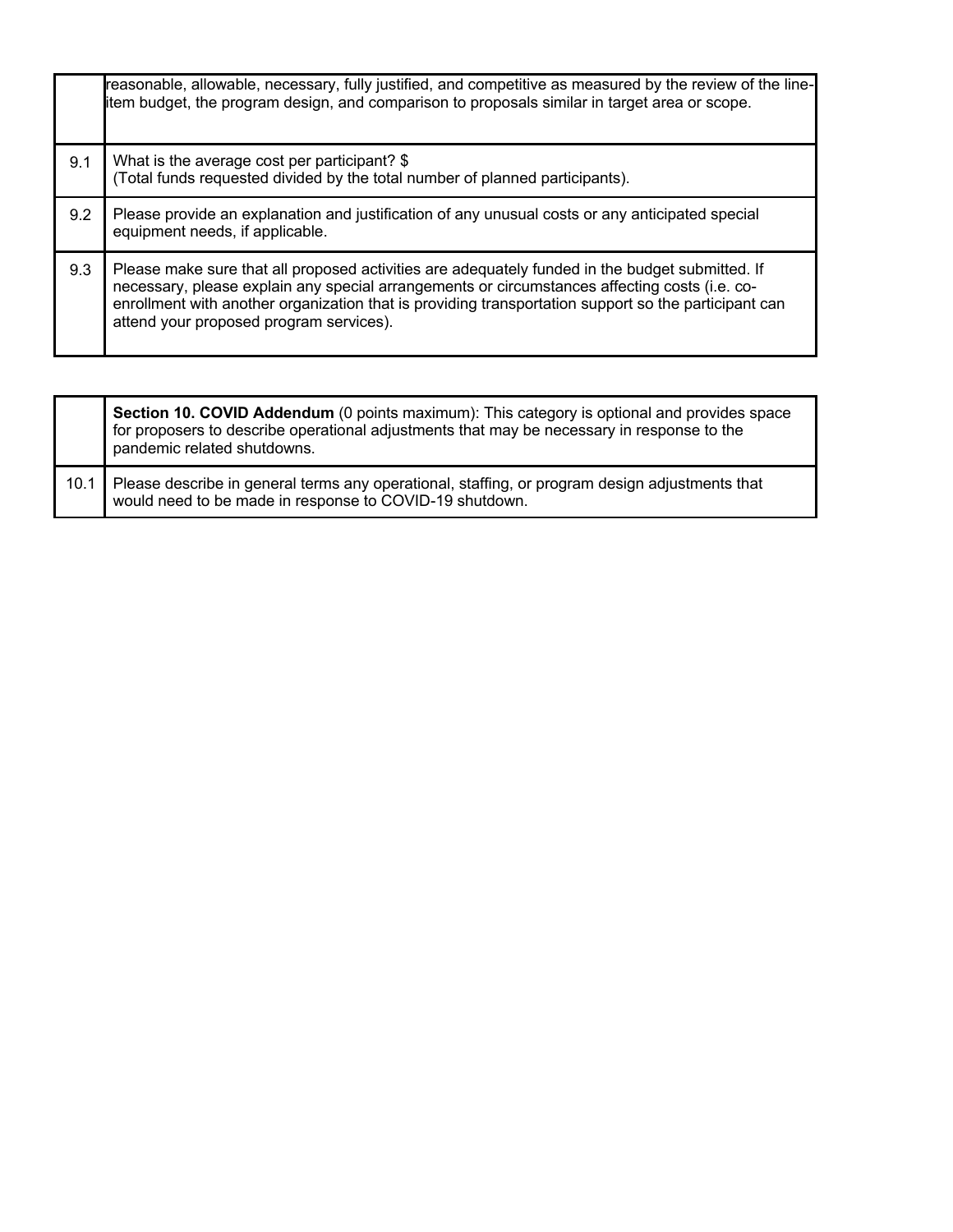| | |
|---|---|
| | reasonable, allowable, necessary, fully justified, and competitive as measured by the review of the line-item budget, the program design, and comparison to proposals similar in target area or scope. |
| 9.1 | What is the average cost per participant? $<br>(Total funds requested divided by the total number of planned participants). |
| 9.2 | Please provide an explanation and justification of any unusual costs or any anticipated special equipment needs, if applicable. |
| 9.3 | Please make sure that all proposed activities are adequately funded in the budget submitted. If necessary, please explain any special arrangements or circumstances affecting costs (i.e. co-enrollment with another organization that is providing transportation support so the participant can attend your proposed program services). |

| | |
|---|---|
| | **Section 10. COVID Addendum** (0 points maximum): This category is optional and provides space for proposers to describe operational adjustments that may be necessary in response to the pandemic related shutdowns. |
| 10.1 | Please describe in general terms any operational, staffing, or program design adjustments that would need to be made in response to COVID-19 shutdown. |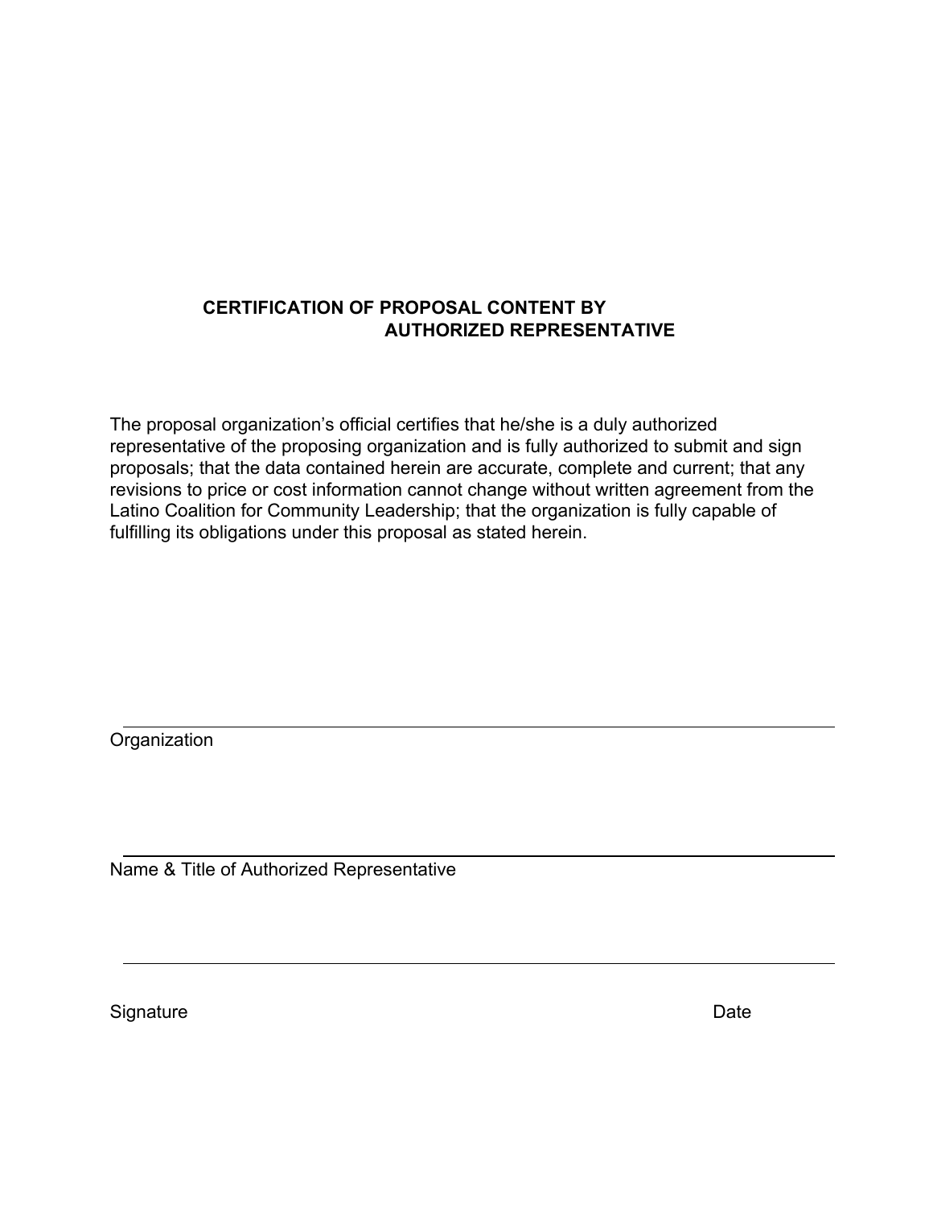## CERTIFICATION OF PROPOSAL CONTENT BY AUTHORIZED REPRESENTATIVE

The proposal organization's official certifies that he/she is a duly authorized representative of the proposing organization and is fully authorized to submit and sign proposals; that the data contained herein are accurate, complete and current; that any revisions to price or cost information cannot change without written agreement from the Latino Coalition for Community Leadership; that the organization is fully capable of fulfilling its obligations under this proposal as stated herein.

\_\_\_\_\_\_\_\_\_\_\_\_\_\_\_\_\_\_\_\_\_\_\_\_\_\_\_\_\_\_\_\_\_\_\_\_\_\_\_\_\_\_\_\_\_\_\_\_\_\_\_\_\_\_\_\_\_\_

Organization

\_\_\_\_\_\_\_\_\_\_\_\_\_\_\_\_\_\_\_\_\_\_\_\_\_\_\_\_\_\_\_\_\_\_\_\_\_\_\_\_\_\_\_\_\_\_\_\_\_\_\_\_\_\_\_\_\_\_

Name & Title of Authorized Representative

\_\_\_\_\_\_\_\_\_\_\_\_\_\_\_\_\_\_\_\_\_\_\_\_\_\_\_\_\_\_\_\_\_\_\_\_\_\_\_\_\_\_\_\_\_\_\_\_\_\_\_\_\_\_\_\_\_\_

Signature                                                                                                    Date